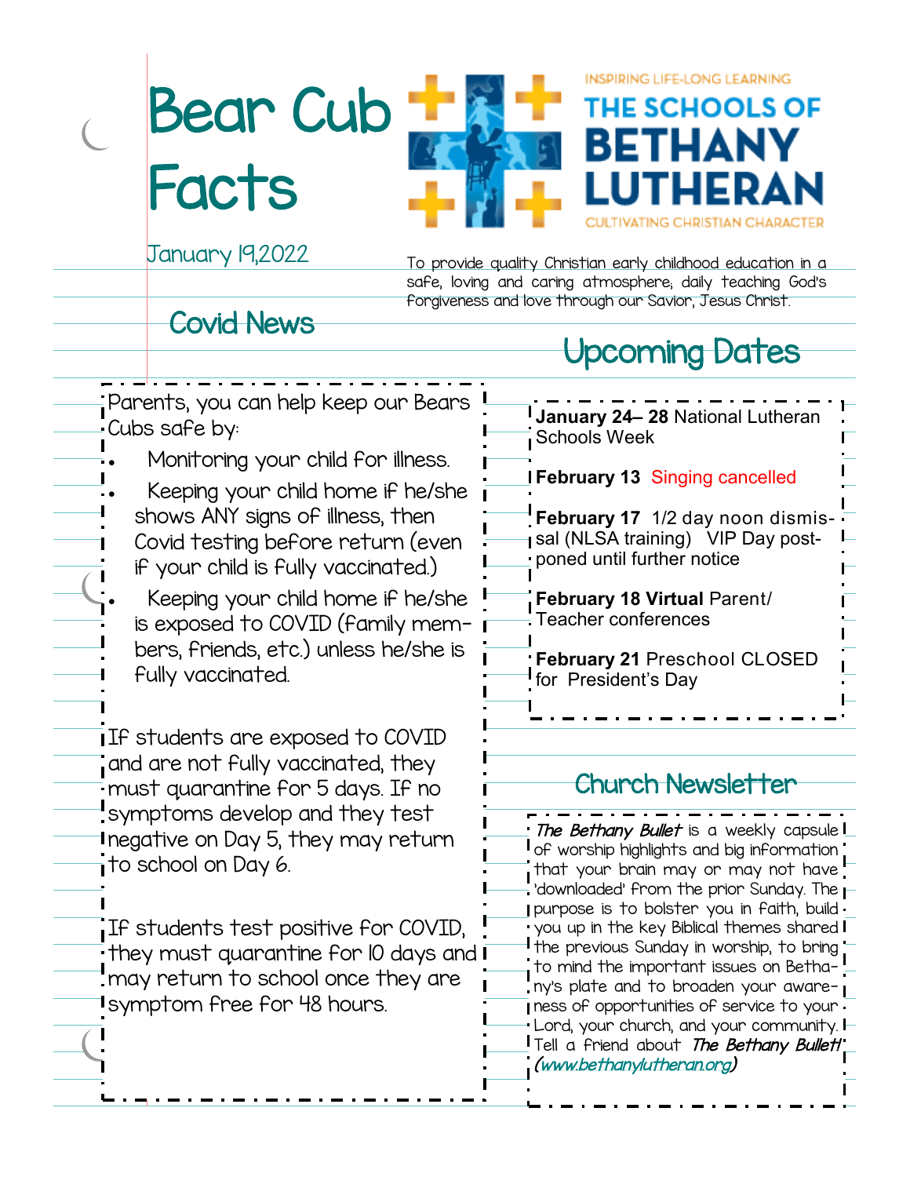# Bear Cub Facts

January 19,2022

INSPIRING LIFE-LONG LEARNING

THE SCHOOLS OF BETHANY LUTHERAN

CULTIVATING CHRISTIAN CHARACTER

To provide quality Christian early childhood education in a safe, loving and caring atmosphere; daily teaching God's forgiveness and love through our Savior, Jesus Christ.

## Covid News

Parents, you can help keep our Bears Cubs safe by:

- Monitoring your child for illness.
- Keeping your child home if he/she shows ANY signs of illness, then Covid testing before return (even if your child is fully vaccinated.)
- Keeping your child home if he/she is exposed to COVID (family members, friends, etc.) unless he/she is fully vaccinated.

If students are exposed to COVID and are not fully vaccinated, they must quarantine for 5 days. If no symptoms develop and they test negative on Day 5, they may return to school on Day 6.

If students test positive for COVID, they must quarantine for 10 days and may return to school once they are symptom free for 48 hours.

## Upcoming Dates

**January 24– 28** National Lutheran Schools Week

**February 13** Singing cancelled

**February 17** 1/2 day noon dismissal (NLSA training) VIP Day postponed until further notice

**February 18 Virtual** Parent/ Teacher conferences

**February 21** Preschool CLOSED for President's Day

## Church Newsletter

***The Bethany Bullet*** is a weekly capsule of worship highlights and big information that your brain may or may not have 'downloaded' from the prior Sunday. The purpose is to bolster you in faith, build you up in the key Biblical themes shared the previous Sunday in worship, to bring to mind the important issues on Bethany's plate and to broaden your awareness of opportunities of service to your Lord, your church, and your community. Tell a friend about ***The Bethany Bullet***! (www.bethanylutheran.org)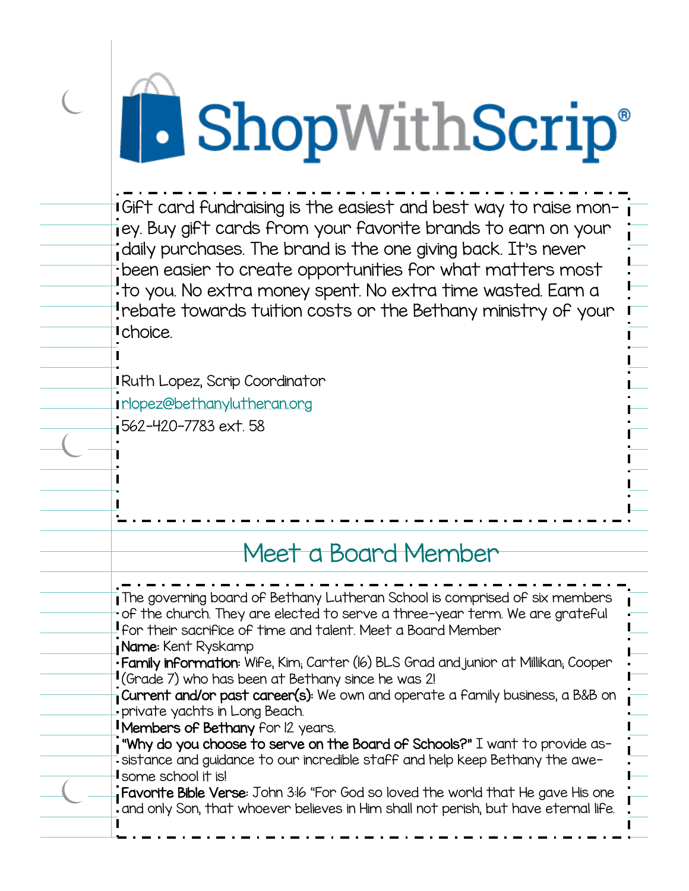# ShopWithScrip®

Gift card fundraising is the easiest and best way to raise money. Buy gift cards from your favorite brands to earn on your daily purchases. The brand is the one giving back. It's never been easier to create opportunities for what matters most to you. No extra money spent. No extra time wasted. Earn a rebate towards tuition costs or the Bethany ministry of your choice.

Ruth Lopez, Scrip Coordinator
rlopez@bethanylutheran.org
562-420-7783 ext. 58

## Meet a Board Member

The governing board of Bethany Lutheran School is comprised of six members of the church. They are elected to serve a three-year term. We are grateful for their sacrifice of time and talent. Meet a Board Member

**Name:** Kent Ryskamp

**Family information:** Wife, Kim; Carter (16) BLS Grad and junior at Millikan; Cooper (Grade 7) who has been at Bethany since he was 2!

**Current and/or past career(s):** We own and operate a family business, a B&B on private yachts in Long Beach.

**Members of Bethany** for 12 years.

**"Why do you choose to serve on the Board of Schools?"** I want to provide assistance and guidance to our incredible staff and help keep Bethany the awesome school it is!

**Favorite Bible Verse:** John 3:16 "For God so loved the world that He gave His one and only Son, that whoever believes in Him shall not perish, but have eternal life.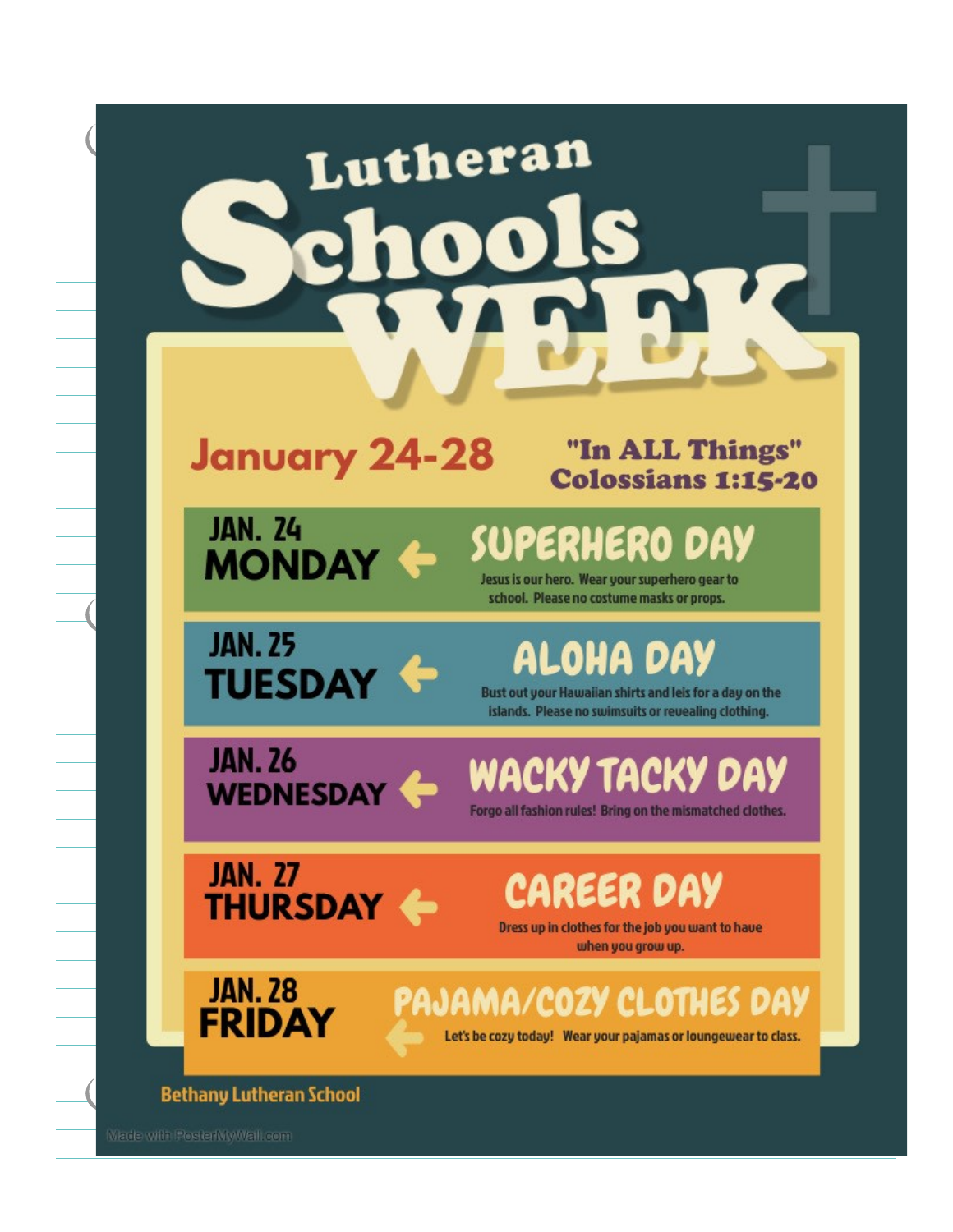# Lutheran Schools WEEK

## January 24-28

**"In ALL Things"**
**Colossians 1:15-20**

### JAN. 24 MONDAY — SUPERHERO DAY

Jesus is our hero. Wear your superhero gear to school. Please no costume masks or props.

### JAN. 25 TUESDAY — ALOHA DAY

Bust out your Hawaiian shirts and leis for a day on the islands. Please no swimsuits or revealing clothing.

### JAN. 26 WEDNESDAY — WACKY TACKY DAY

Forgo all fashion rules! Bring on the mismatched clothes.

### JAN. 27 THURSDAY — CAREER DAY

Dress up in clothes for the job you want to have when you grow up.

### JAN. 28 FRIDAY — PAJAMA/COZY CLOTHES DAY

Let's be cozy today! Wear your pajamas or loungewear to class.

**Bethany Lutheran School**

Made with PosterMyWall.com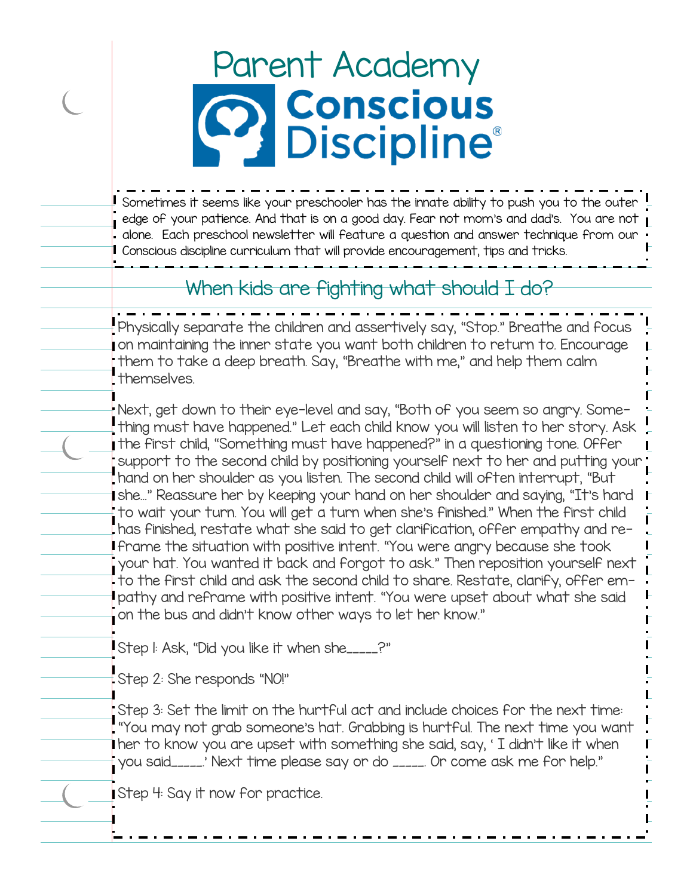# Parent Academy

## Conscious Discipline®

Sometimes it seems like your preschooler has the innate ability to push you to the outer edge of your patience. And that is on a good day. Fear not mom's and dad's. You are not alone. Each preschool newsletter will feature a question and answer technique from our Conscious discipline curriculum that will provide encouragement, tips and tricks.

## When kids are fighting what should I do?

Physically separate the children and assertively say, "Stop." Breathe and focus on maintaining the inner state you want both children to return to. Encourage them to take a deep breath. Say, "Breathe with me," and help them calm themselves.

Next, get down to their eye-level and say, "Both of you seem so angry. Something must have happened." Let each child know you will listen to her story. Ask the first child, "Something must have happened?" in a questioning tone. Offer support to the second child by positioning yourself next to her and putting your hand on her shoulder as you listen. The second child will often interrupt, "But she…" Reassure her by keeping your hand on her shoulder and saying, "It's hard to wait your turn. You will get a turn when she's finished." When the first child has finished, restate what she said to get clarification, offer empathy and reframe the situation with positive intent. "You were angry because she took your hat. You wanted it back and forgot to ask." Then reposition yourself next to the first child and ask the second child to share. Restate, clarify, offer empathy and reframe with positive intent. "You were upset about what she said on the bus and didn't know other ways to let her know."

Step 1: Ask, "Did you like it when she_____?"

Step 2: She responds "NO!"

Step 3: Set the limit on the hurtful act and include choices for the next time: "You may not grab someone's hat. Grabbing is hurtful. The next time you want her to know you are upset with something she said, say, 'I didn't like it when you said_____.' Next time please say or do _____. Or come ask me for help."

Step 4: Say it now for practice.